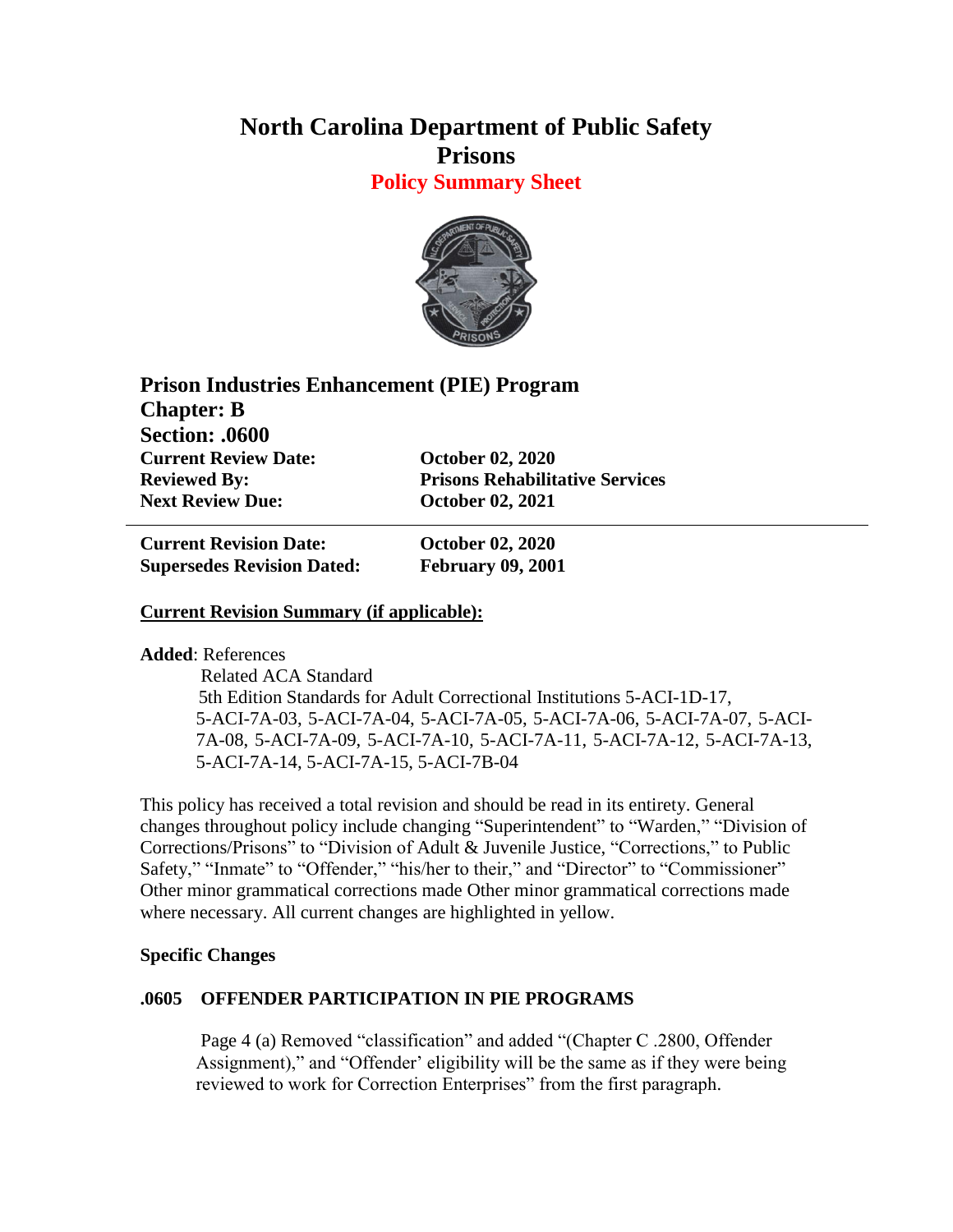# North Carolina Department of Public Safety
# Prisons
## Policy Summary Sheet

**Prison Industries Enhancement (PIE) Program**
**Chapter: B**
**Section: .0600**

| | |
|---|---|
| **Current Review Date:** | **October 02, 2020** |
| **Reviewed By:** | **Prisons Rehabilitative Services** |
| **Next Review Due:** | **October 02, 2021** |

---

| | |
|---|---|
| **Current Revision Date:** | **October 02, 2020** |
| **Supersedes Revision Dated:** | **February 09, 2001** |

**Current Revision Summary (if applicable):**

**Added**: References
Related ACA Standard
5th Edition Standards for Adult Correctional Institutions 5-ACI-1D-17, 5-ACI-7A-03, 5-ACI-7A-04, 5-ACI-7A-05, 5-ACI-7A-06, 5-ACI-7A-07, 5-ACI-7A-08, 5-ACI-7A-09, 5-ACI-7A-10, 5-ACI-7A-11, 5-ACI-7A-12, 5-ACI-7A-13, 5-ACI-7A-14, 5-ACI-7A-15, 5-ACI-7B-04

This policy has received a total revision and should be read in its entirety. General changes throughout policy include changing "Superintendent" to "Warden," "Division of Corrections/Prisons" to "Division of Adult & Juvenile Justice, "Corrections," to Public Safety," "Inmate" to "Offender," "his/her to their," and "Director" to "Commissioner" Other minor grammatical corrections made Other minor grammatical corrections made where necessary. All current changes are highlighted in yellow.

**Specific Changes**

**.0605 OFFENDER PARTICIPATION IN PIE PROGRAMS**

Page 4 (a) Removed "classification" and added "(Chapter C .2800, Offender Assignment)," and "Offender' eligibility will be the same as if they were being reviewed to work for Correction Enterprises" from the first paragraph.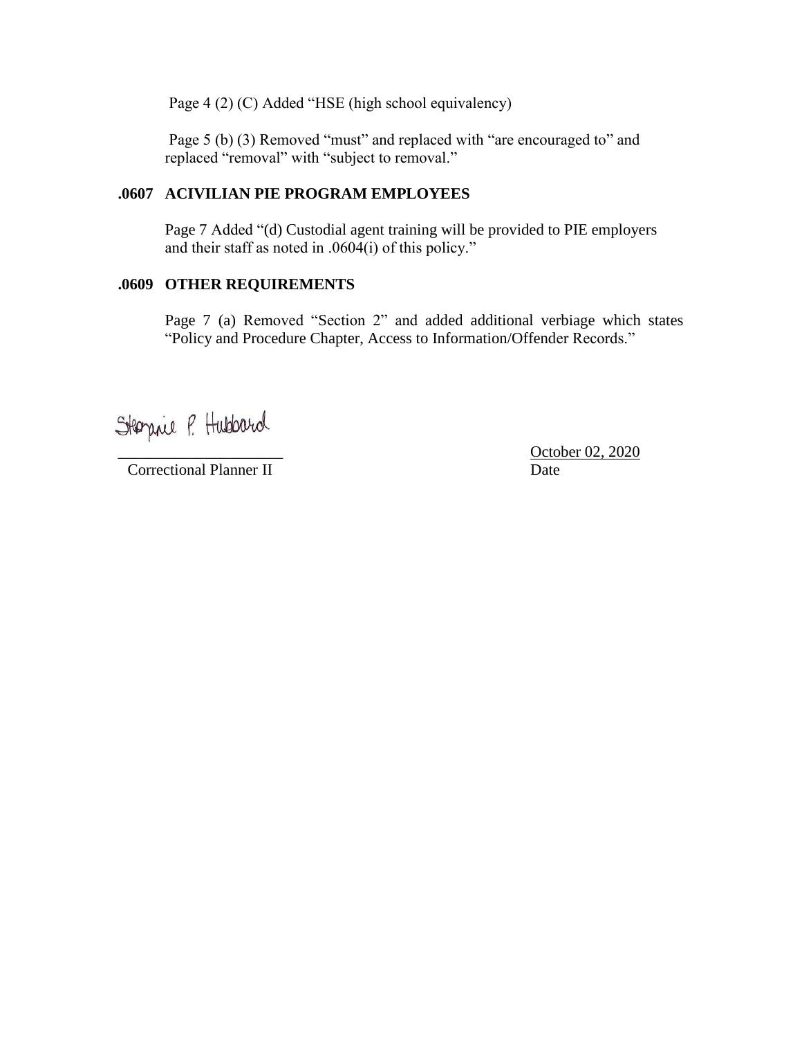Page 4 (2) (C) Added "HSE (high school equivalency)

Page 5 (b) (3) Removed "must" and replaced with "are encouraged to" and replaced "removal" with "subject to removal."

**.0607 ACIVILIAN PIE PROGRAM EMPLOYEES**

Page 7 Added "(d) Custodial agent training will be provided to PIE employers and their staff as noted in .0604(i) of this policy."

**.0609 OTHER REQUIREMENTS**

Page 7 (a) Removed "Section 2" and added additional verbiage which states "Policy and Procedure Chapter, Access to Information/Offender Records."

Stephanie P. Hubbard

_____________________
Correctional Planner II

October 02, 2020
Date